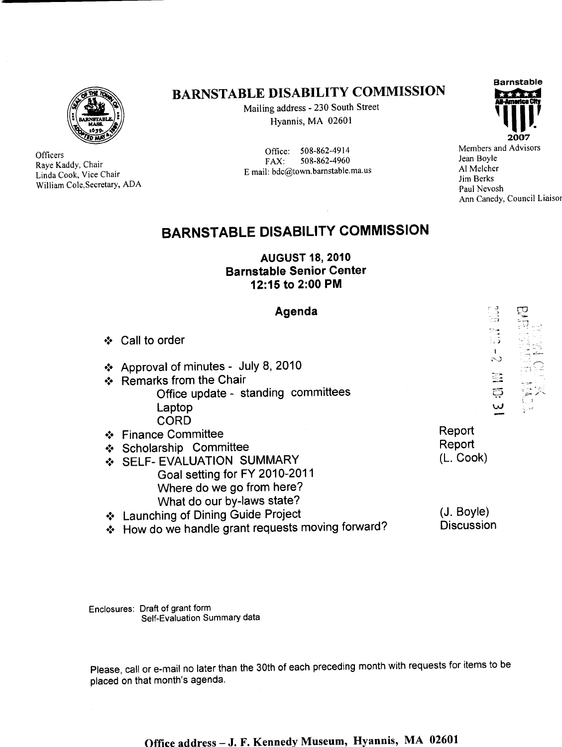# BARNSTABLE DISABILITY COMMISSION

Mailing address - 230 South Street
Hyannis, MA 02601

Office: 508-862-4914
FAX: 508-862-4960
E mail: bdc@town.barnstable.ma.us

Officers
Raye Kaddy, Chair
Linda Cook, Vice Chair
William Cole, Secretary, ADA

Barnstable
All-America City
2007

Members and Advisors
Jean Boyle
Al Melcher
Jim Berks
Paul Nevosh
Ann Canedy, Council Liaison

## BARNSTABLE DISABILITY COMMISSION

**AUGUST 18, 2010**
**Barnstable Senior Center**
**12:15 to 2:00 PM**

### Agenda

- Call to order
- Approval of minutes - July 8, 2010
- Remarks from the Chair
  - Office update - standing committees
  - Laptop
  - CORD
- Finance Committee — Report
- Scholarship Committee — Report
- SELF- EVALUATION SUMMARY — (L. Cook)
  - Goal setting for FY 2010-2011
  - Where do we go from here?
  - What do our by-laws state?
- Launching of Dining Guide Project — (J. Boyle)
- How do we handle grant requests moving forward? — Discussion

Enclosures: Draft of grant form
Self-Evaluation Summary data

Please, call or e-mail no later than the 30th of each preceding month with requests for items to be placed on that month's agenda.

**Office address – J. F. Kennedy Museum, Hyannis, MA 02601**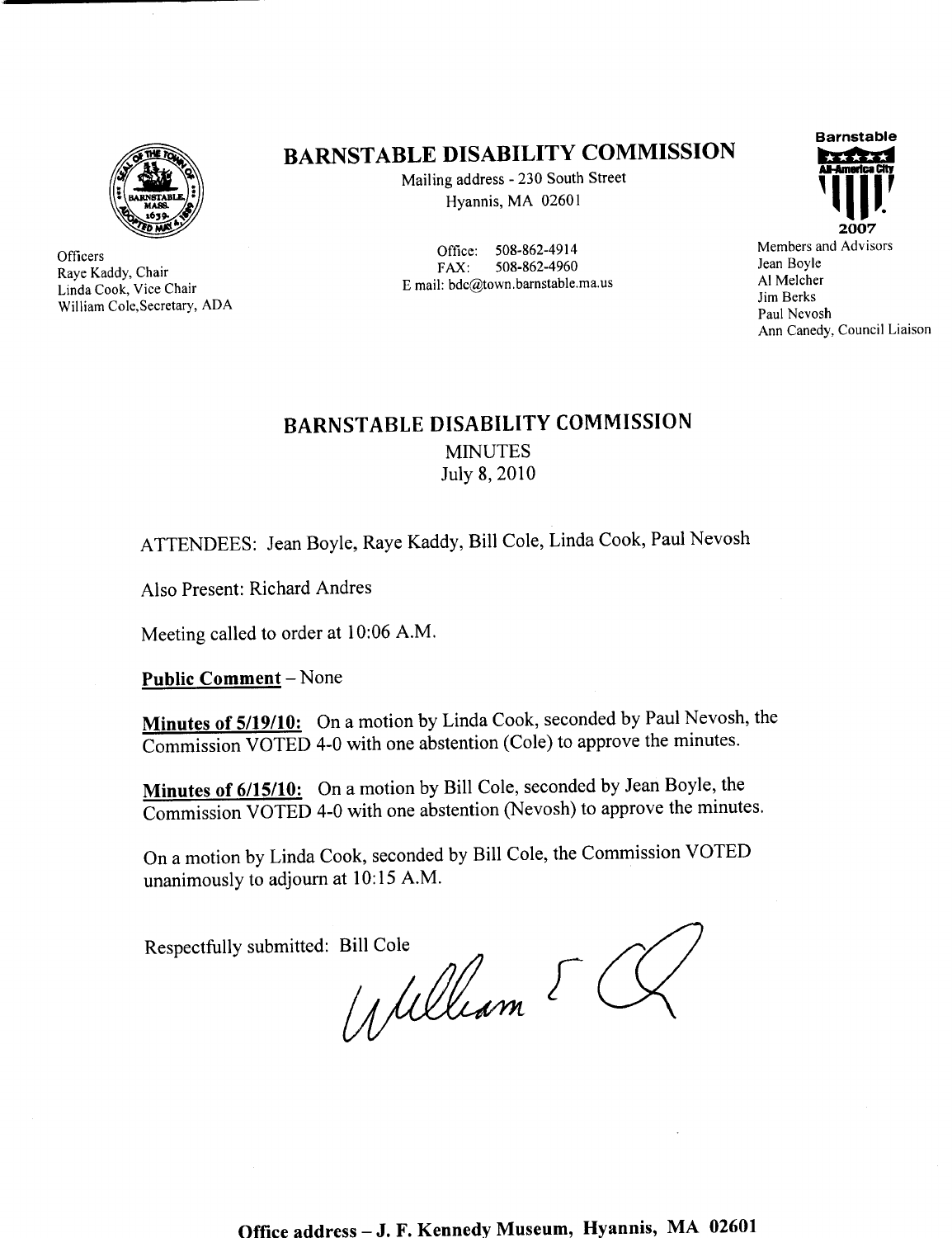# BARNSTABLE DISABILITY COMMISSION

Mailing address - 230 South Street
Hyannis, MA 02601

Office: 508-862-4914
FAX: 508-862-4960
E mail: bdc@town.barnstable.ma.us

Officers
Raye Kaddy, Chair
Linda Cook, Vice Chair
William Cole, Secretary, ADA

Barnstable
All-America City
2007

Members and Advisors
Jean Boyle
Al Melcher
Jim Berks
Paul Nevosh
Ann Canedy, Council Liaison

## BARNSTABLE DISABILITY COMMISSION

MINUTES
July 8, 2010

ATTENDEES: Jean Boyle, Raye Kaddy, Bill Cole, Linda Cook, Paul Nevosh

Also Present: Richard Andres

Meeting called to order at 10:06 A.M.

**Public Comment** – None

**Minutes of 5/19/10:** On a motion by Linda Cook, seconded by Paul Nevosh, the Commission VOTED 4-0 with one abstention (Cole) to approve the minutes.

**Minutes of 6/15/10:** On a motion by Bill Cole, seconded by Jean Boyle, the Commission VOTED 4-0 with one abstention (Nevosh) to approve the minutes.

On a motion by Linda Cook, seconded by Bill Cole, the Commission VOTED unanimously to adjourn at 10:15 A.M.

Respectfully submitted: Bill Cole

William E Cole

**Office address – J. F. Kennedy Museum, Hyannis, MA 02601**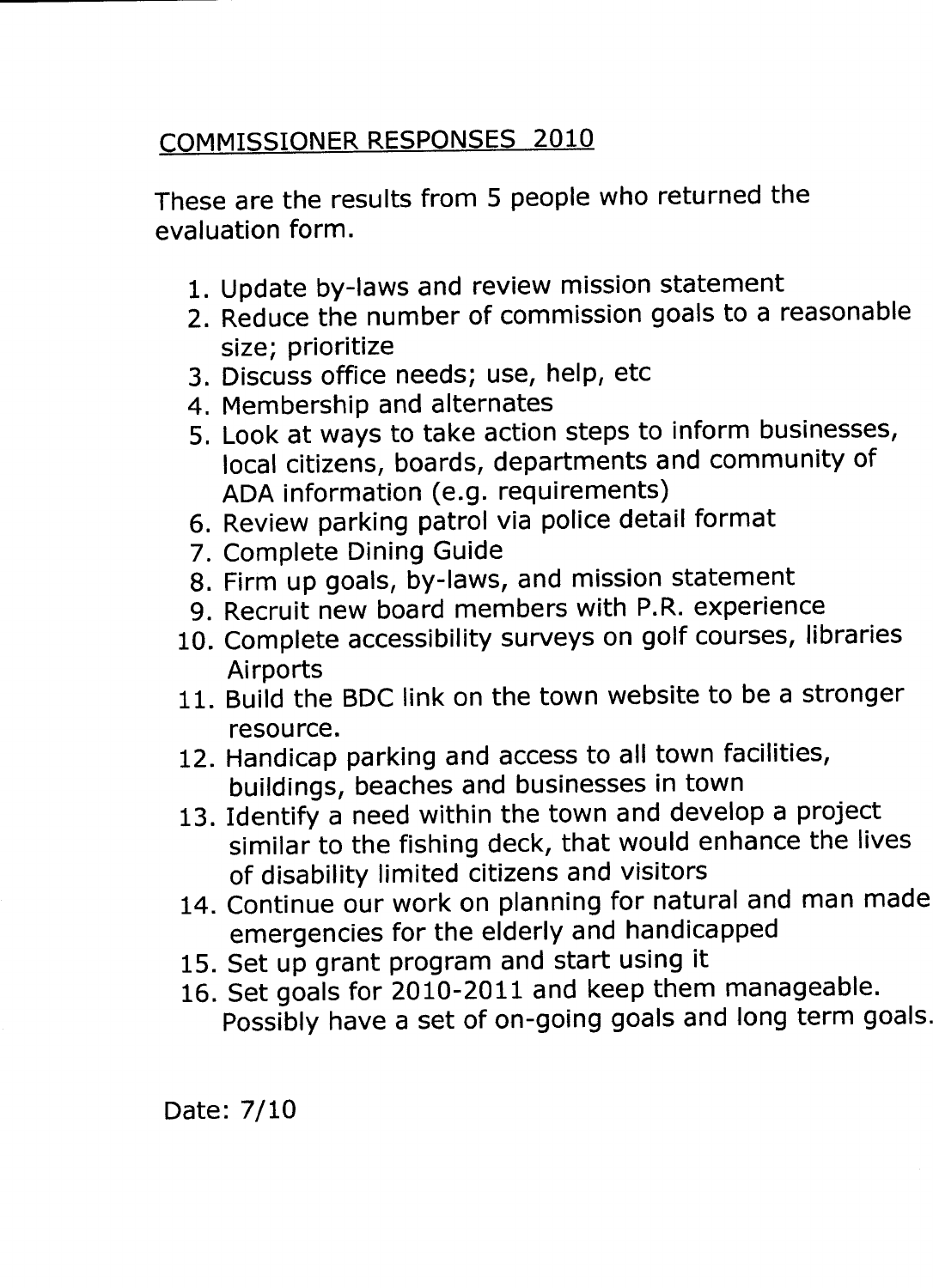## COMMISSIONER RESPONSES 2010

These are the results from 5 people who returned the evaluation form.

1. Update by-laws and review mission statement
2. Reduce the number of commission goals to a reasonable size; prioritize
3. Discuss office needs; use, help, etc
4. Membership and alternates
5. Look at ways to take action steps to inform businesses, local citizens, boards, departments and community of ADA information (e.g. requirements)
6. Review parking patrol via police detail format
7. Complete Dining Guide
8. Firm up goals, by-laws, and mission statement
9. Recruit new board members with P.R. experience
10. Complete accessibility surveys on golf courses, libraries Airports
11. Build the BDC link on the town website to be a stronger resource.
12. Handicap parking and access to all town facilities, buildings, beaches and businesses in town
13. Identify a need within the town and develop a project similar to the fishing deck, that would enhance the lives of disability limited citizens and visitors
14. Continue our work on planning for natural and man made emergencies for the elderly and handicapped
15. Set up grant program and start using it
16. Set goals for 2010-2011 and keep them manageable. Possibly have a set of on-going goals and long term goals.

Date: 7/10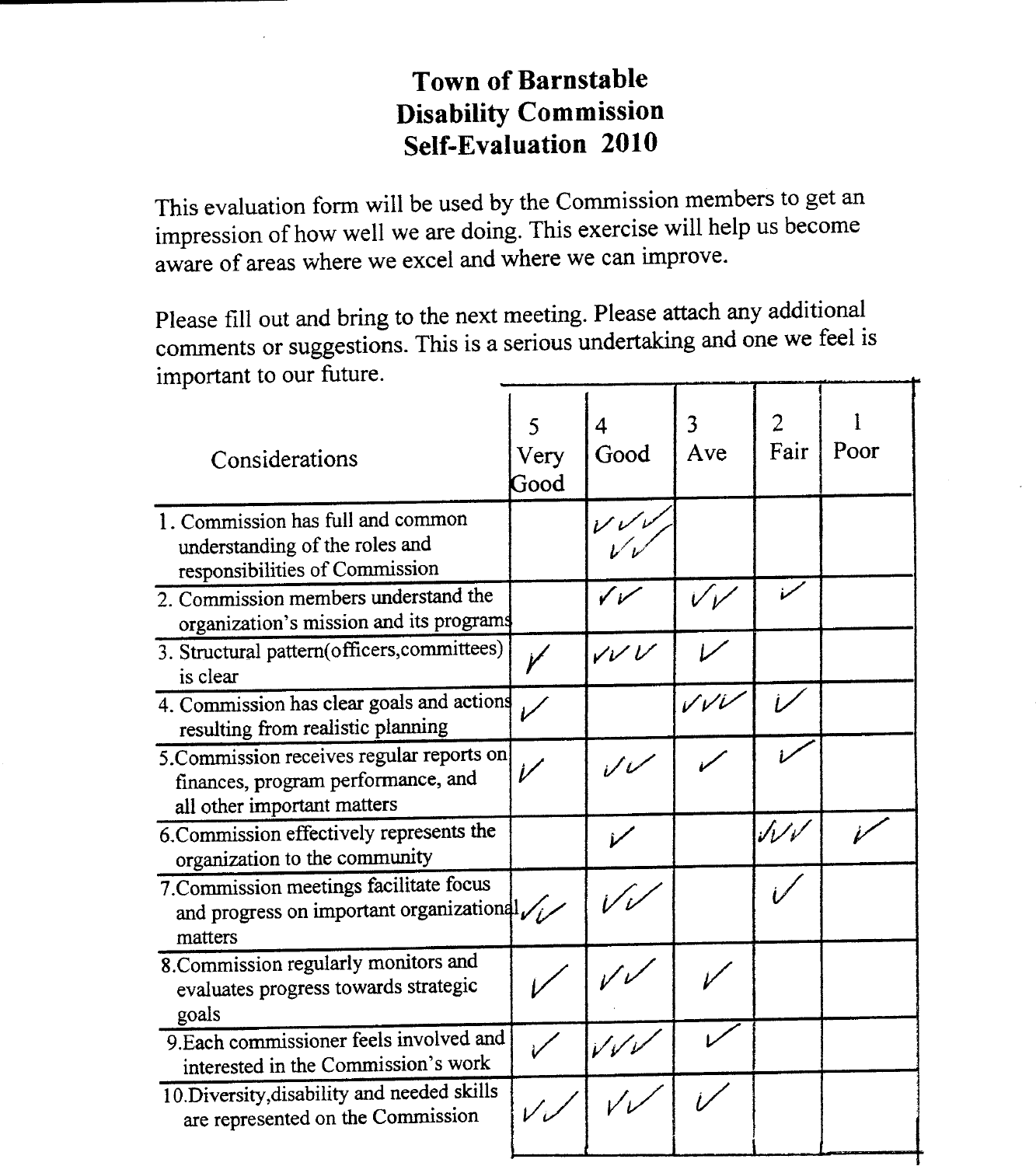# Town of Barnstable
# Disability Commission
# Self-Evaluation 2010

This evaluation form will be used by the Commission members to get an impression of how well we are doing. This exercise will help us become aware of areas where we excel and where we can improve.

Please fill out and bring to the next meeting. Please attach any additional comments or suggestions. This is a serious undertaking and one we feel is important to our future.

| Considerations | 5 Very Good | 4 Good | 3 Ave | 2 Fair | 1 Poor |
|---|---|---|---|---|---|
| 1. Commission has full and common understanding of the roles and responsibilities of Commission | | ✓✓✓ ✓✓ | | | |
| 2. Commission members understand the organization's mission and its programs | | ✓✓ | ✓✓ | ✓ | |
| 3. Structural pattern(officers,committees) is clear | ✓ | ✓✓✓ | ✓ | | |
| 4. Commission has clear goals and actions resulting from realistic planning | ✓ | | ✓✓✓ | ✓ | |
| 5.Commission receives regular reports on finances, program performance, and all other important matters | ✓ | ✓✓ | ✓ | ✓ | |
| 6.Commission effectively represents the organization to the community | | ✓ | | ✓✓ | ✓ |
| 7.Commission meetings facilitate focus and progress on important organizational matters | ✓✓ | ✓✓ | | ✓ | |
| 8.Commission regularly monitors and evaluates progress towards strategic goals | ✓ | ✓✓ | ✓ | | |
| 9.Each commissioner feels involved and interested in the Commission's work | ✓ | ✓✓✓ | ✓ | | |
| 10.Diversity,disability and needed skills are represented on the Commission | ✓✓ | ✓✓ | ✓ | | |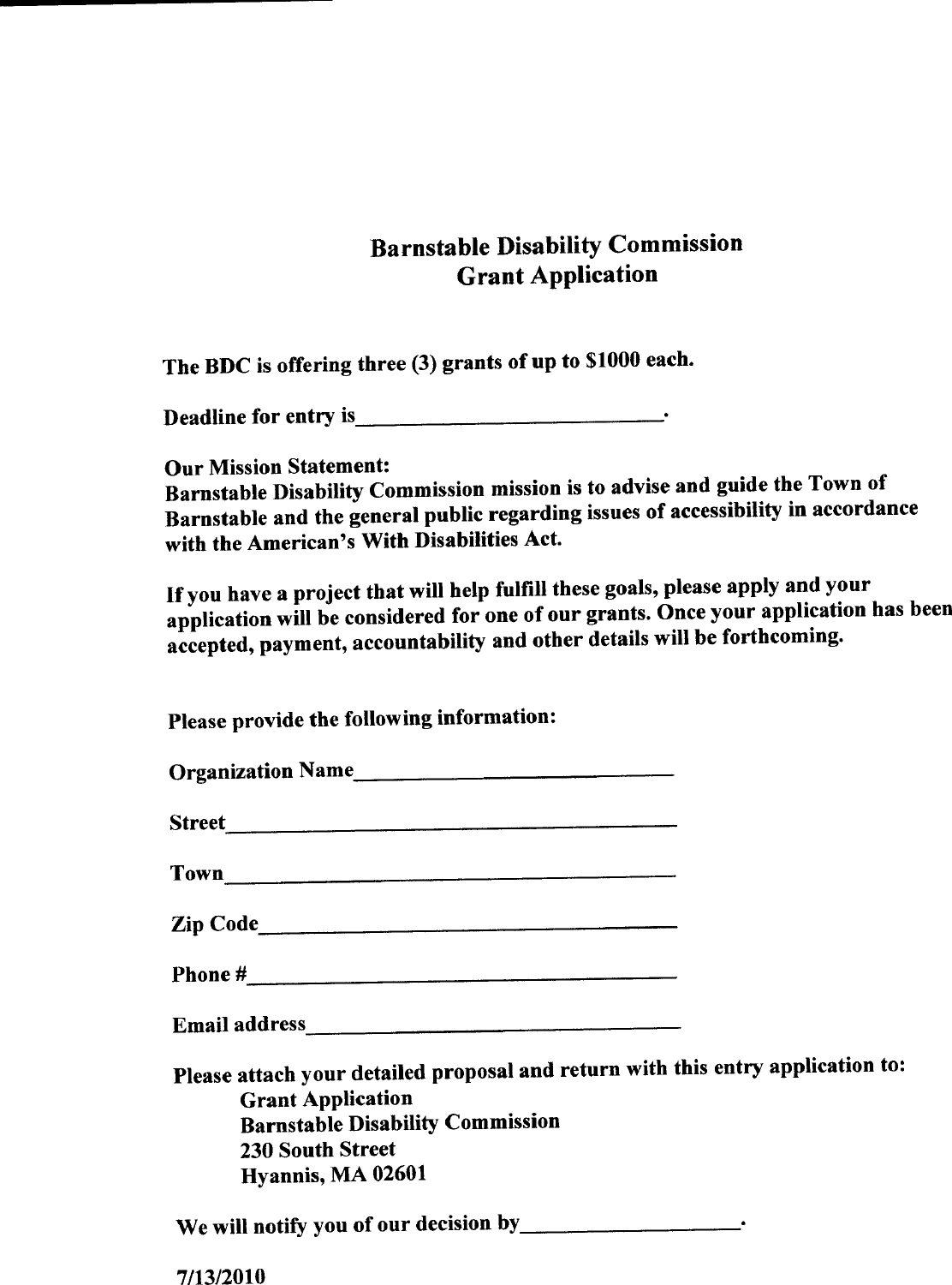# Barnstable Disability Commission
## Grant Application

The BDC is offering three (3) grants of up to $1000 each.

Deadline for entry is____________________________.

Our Mission Statement:
Barnstable Disability Commission mission is to advise and guide the Town of Barnstable and the general public regarding issues of accessibility in accordance with the American's With Disabilities Act.

If you have a project that will help fulfill these goals, please apply and your application will be considered for one of our grants. Once your application has been accepted, payment, accountability and other details will be forthcoming.

Please provide the following information:

Organization Name____________________________

Street________________________________________

Town_________________________________________

Zip Code______________________________________

Phone #_______________________________________

Email address__________________________________

Please attach your detailed proposal and return with this entry application to:

Grant Application
Barnstable Disability Commission
230 South Street
Hyannis, MA 02601

We will notify you of our decision by___________________.

7/13/2010